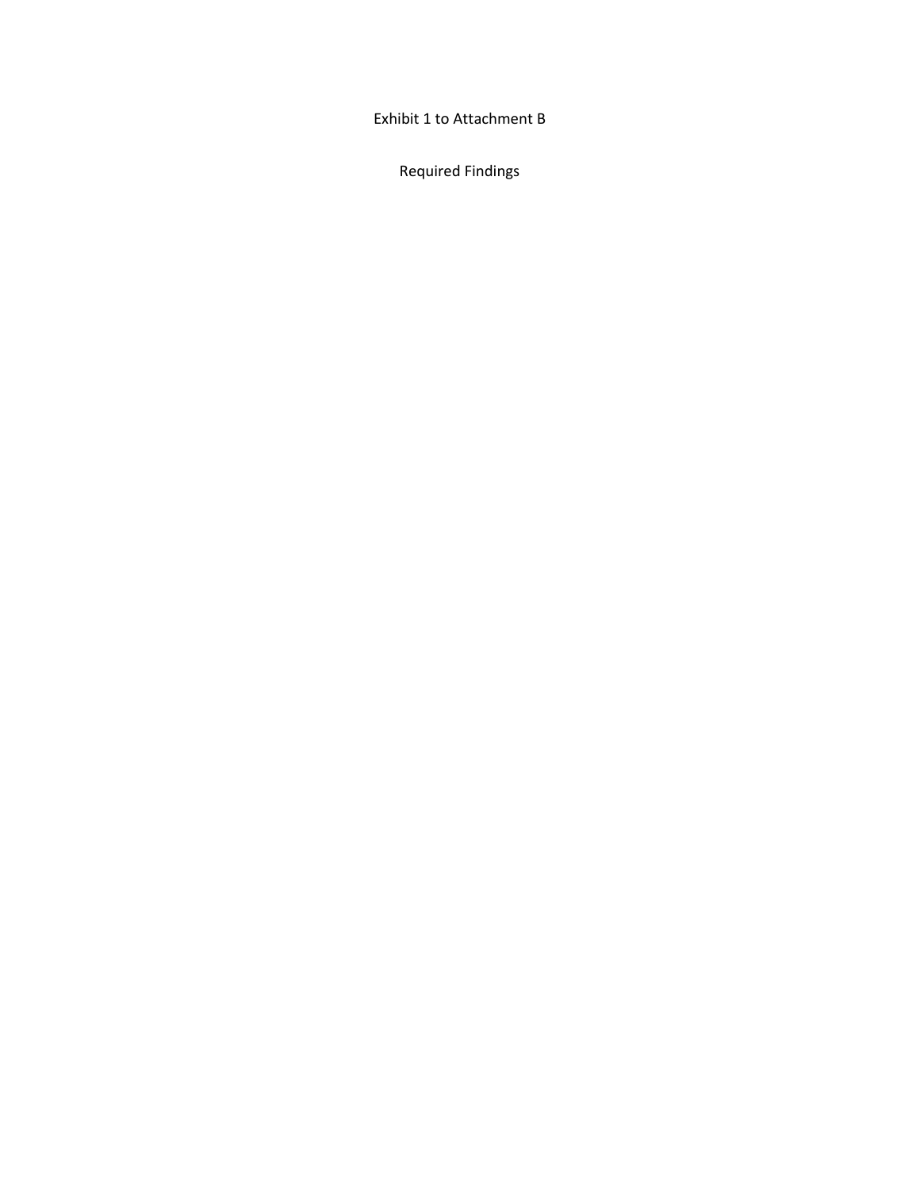# Exhibit 1 to Attachment B

## Required Findings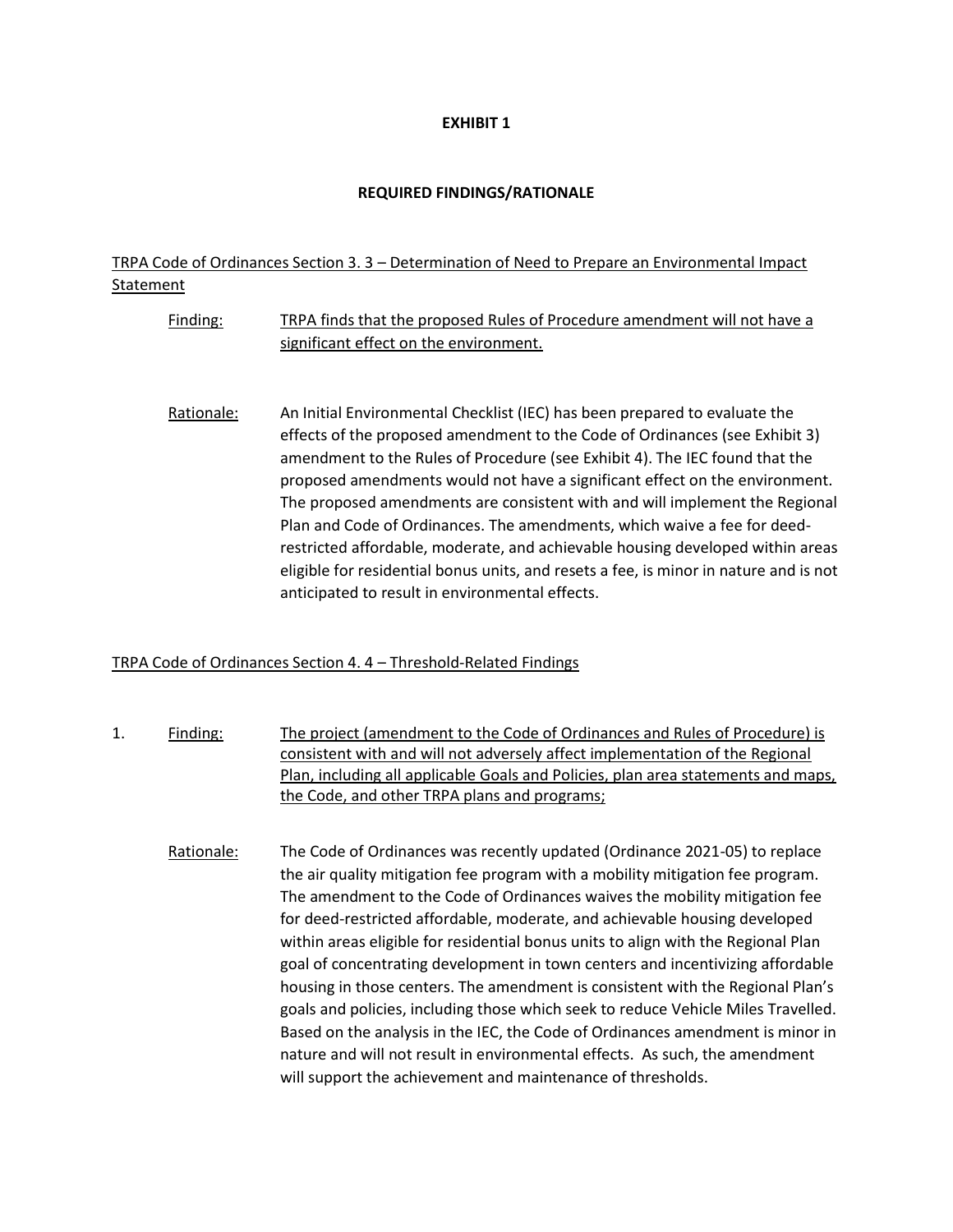**EXHIBIT 1**

**REQUIRED FINDINGS/RATIONALE**

<u>TRPA Code of Ordinances Section 3. 3 – Determination of Need to Prepare an Environmental Impact Statement</u>

<u>Finding:</u> <u>TRPA finds that the proposed Rules of Procedure amendment will not have a significant effect on the environment.</u>

<u>Rationale:</u> An Initial Environmental Checklist (IEC) has been prepared to evaluate the effects of the proposed amendment to the Code of Ordinances (see Exhibit 3) amendment to the Rules of Procedure (see Exhibit 4). The IEC found that the proposed amendments would not have a significant effect on the environment. The proposed amendments are consistent with and will implement the Regional Plan and Code of Ordinances. The amendments, which waive a fee for deed-restricted affordable, moderate, and achievable housing developed within areas eligible for residential bonus units, and resets a fee, is minor in nature and is not anticipated to result in environmental effects.

<u>TRPA Code of Ordinances Section 4. 4 – Threshold-Related Findings</u>

1. <u>Finding:</u> <u>The project (amendment to the Code of Ordinances and Rules of Procedure) is consistent with and will not adversely affect implementation of the Regional Plan, including all applicable Goals and Policies, plan area statements and maps, the Code, and other TRPA plans and programs;</u>

   <u>Rationale:</u> The Code of Ordinances was recently updated (Ordinance 2021-05) to replace the air quality mitigation fee program with a mobility mitigation fee program. The amendment to the Code of Ordinances waives the mobility mitigation fee for deed-restricted affordable, moderate, and achievable housing developed within areas eligible for residential bonus units to align with the Regional Plan goal of concentrating development in town centers and incentivizing affordable housing in those centers. The amendment is consistent with the Regional Plan's goals and policies, including those which seek to reduce Vehicle Miles Travelled. Based on the analysis in the IEC, the Code of Ordinances amendment is minor in nature and will not result in environmental effects. As such, the amendment will support the achievement and maintenance of thresholds.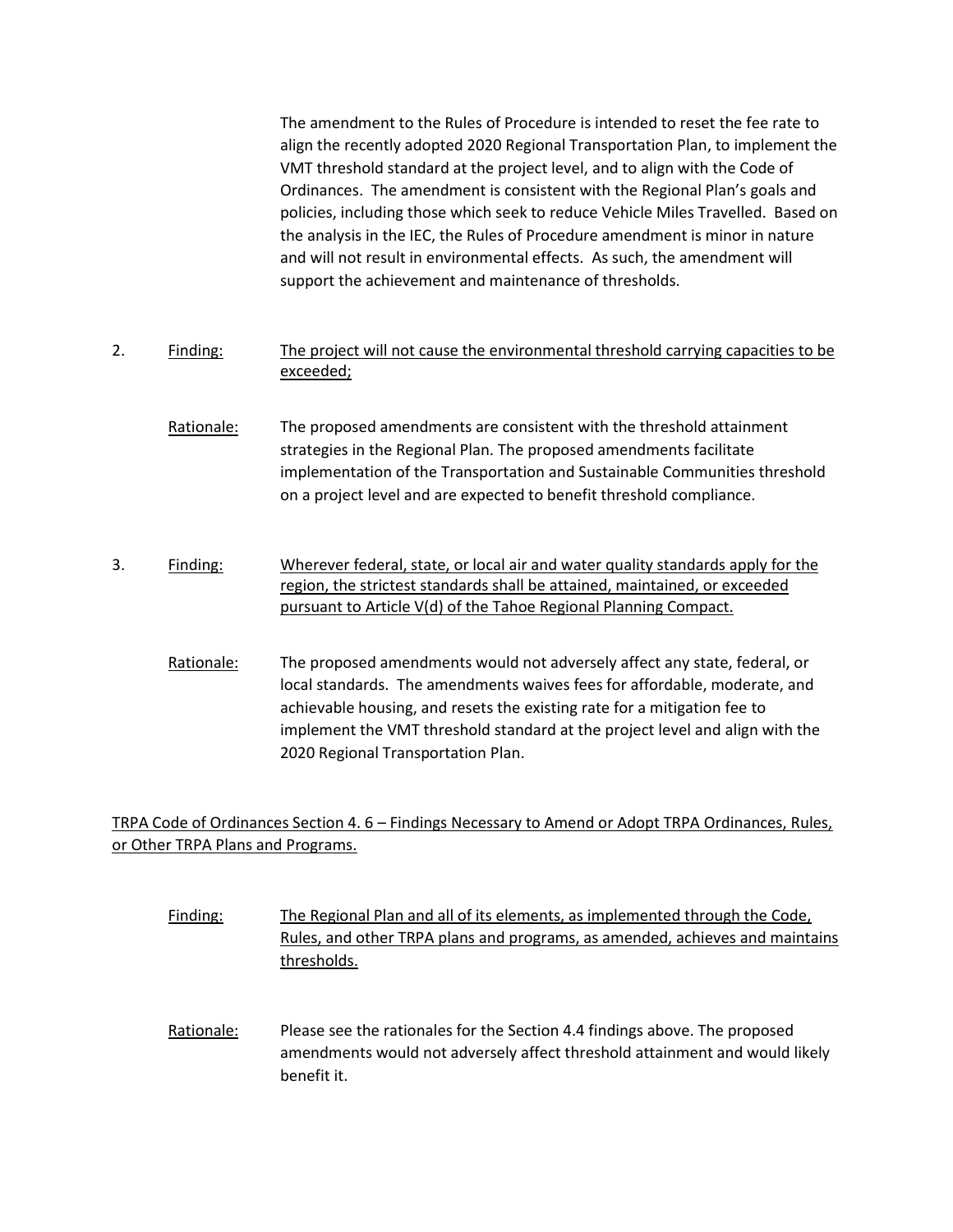The amendment to the Rules of Procedure is intended to reset the fee rate to align the recently adopted 2020 Regional Transportation Plan, to implement the VMT threshold standard at the project level, and to align with the Code of Ordinances. The amendment is consistent with the Regional Plan's goals and policies, including those which seek to reduce Vehicle Miles Travelled. Based on the analysis in the IEC, the Rules of Procedure amendment is minor in nature and will not result in environmental effects. As such, the amendment will support the achievement and maintenance of thresholds.

2. Finding: The project will not cause the environmental threshold carrying capacities to be exceeded;

   Rationale: The proposed amendments are consistent with the threshold attainment strategies in the Regional Plan. The proposed amendments facilitate implementation of the Transportation and Sustainable Communities threshold on a project level and are expected to benefit threshold compliance.

3. Finding: Wherever federal, state, or local air and water quality standards apply for the region, the strictest standards shall be attained, maintained, or exceeded pursuant to Article V(d) of the Tahoe Regional Planning Compact.

   Rationale: The proposed amendments would not adversely affect any state, federal, or local standards. The amendments waives fees for affordable, moderate, and achievable housing, and resets the existing rate for a mitigation fee to implement the VMT threshold standard at the project level and align with the 2020 Regional Transportation Plan.

TRPA Code of Ordinances Section 4. 6 – Findings Necessary to Amend or Adopt TRPA Ordinances, Rules, or Other TRPA Plans and Programs.

Finding: The Regional Plan and all of its elements, as implemented through the Code, Rules, and other TRPA plans and programs, as amended, achieves and maintains thresholds.

Rationale: Please see the rationales for the Section 4.4 findings above. The proposed amendments would not adversely affect threshold attainment and would likely benefit it.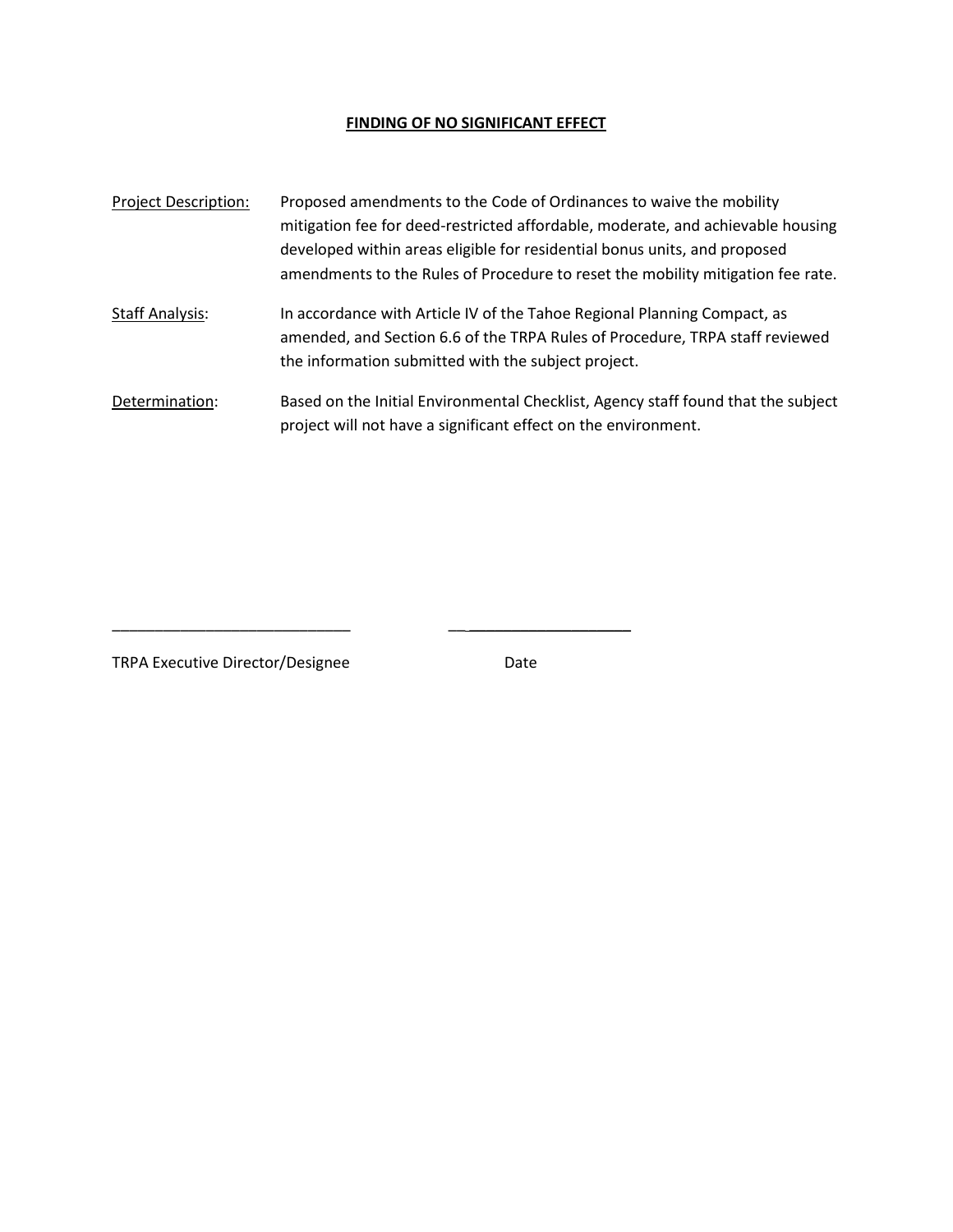# FINDING OF NO SIGNIFICANT EFFECT

Project Description: Proposed amendments to the Code of Ordinances to waive the mobility mitigation fee for deed-restricted affordable, moderate, and achievable housing developed within areas eligible for residential bonus units, and proposed amendments to the Rules of Procedure to reset the mobility mitigation fee rate.

Staff Analysis: In accordance with Article IV of the Tahoe Regional Planning Compact, as amended, and Section 6.6 of the TRPA Rules of Procedure, TRPA staff reviewed the information submitted with the subject project.

Determination: Based on the Initial Environmental Checklist, Agency staff found that the subject project will not have a significant effect on the environment.

_____________________________ _____________________

TRPA Executive Director/Designee Date